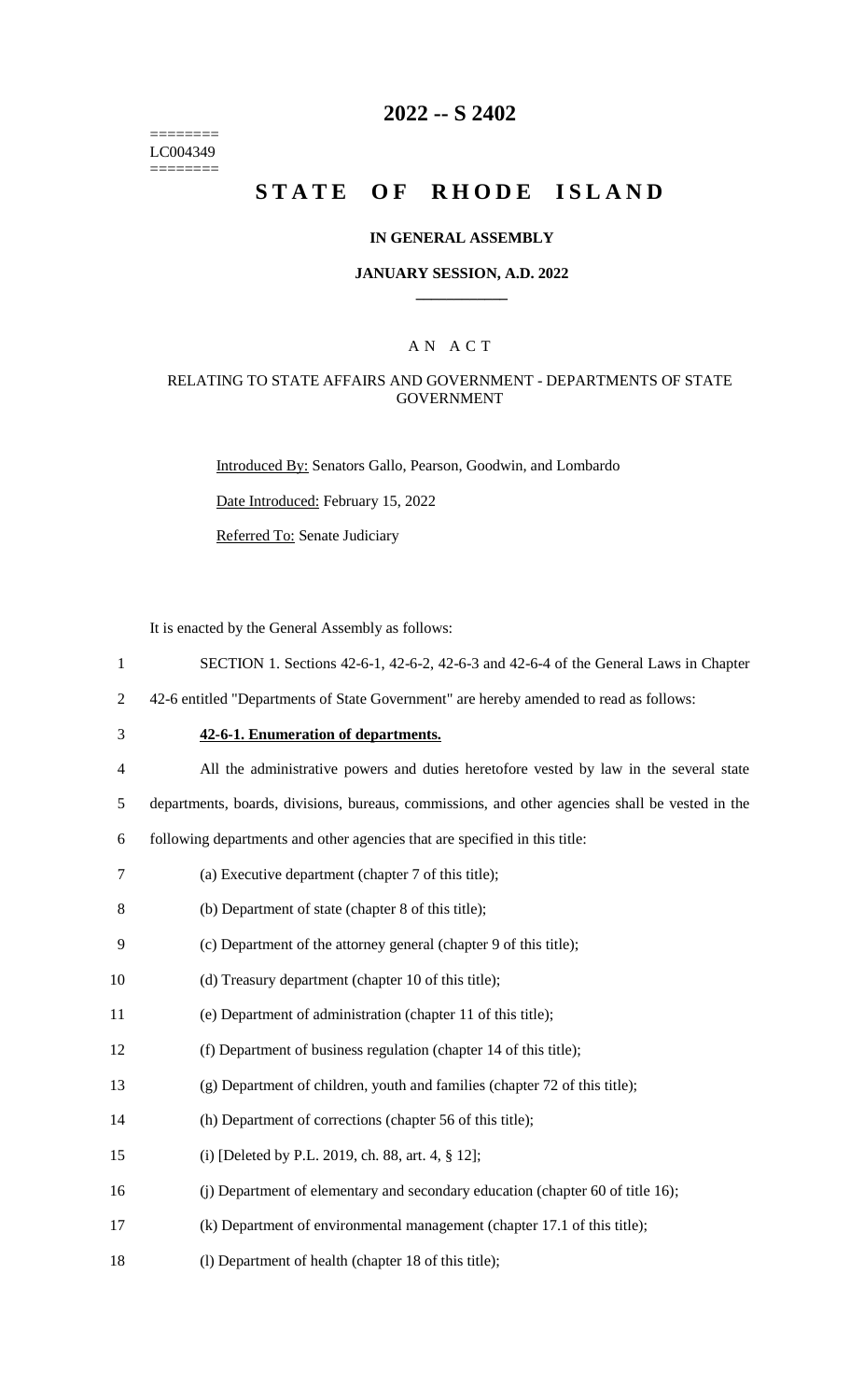# 2022 -- S 2402

========
LC004349
========

# STATE OF RHODE ISLAND

## IN GENERAL ASSEMBLY

### JANUARY SESSION, A.D. 2022

---

### A N A C T

#### RELATING TO STATE AFFAIRS AND GOVERNMENT - DEPARTMENTS OF STATE GOVERNMENT

Introduced By: Senators Gallo, Pearson, Goodwin, and Lombardo

Date Introduced: February 15, 2022

Referred To: Senate Judiciary

It is enacted by the General Assembly as follows:

1 SECTION 1. Sections 42-6-1, 42-6-2, 42-6-3 and 42-6-4 of the General Laws in Chapter
2 42-6 entitled "Departments of State Government" are hereby amended to read as follows:

3 **42-6-1. Enumeration of departments.**

4 All the administrative powers and duties heretofore vested by law in the several state
5 departments, boards, divisions, bureaus, commissions, and other agencies shall be vested in the
6 following departments and other agencies that are specified in this title:

7 (a) Executive department (chapter 7 of this title);

8 (b) Department of state (chapter 8 of this title);

9 (c) Department of the attorney general (chapter 9 of this title);

10 (d) Treasury department (chapter 10 of this title);

11 (e) Department of administration (chapter 11 of this title);

12 (f) Department of business regulation (chapter 14 of this title);

13 (g) Department of children, youth and families (chapter 72 of this title);

14 (h) Department of corrections (chapter 56 of this title);

15 (i) [Deleted by P.L. 2019, ch. 88, art. 4, § 12];

16 (j) Department of elementary and secondary education (chapter 60 of title 16);

17 (k) Department of environmental management (chapter 17.1 of this title);

18 (l) Department of health (chapter 18 of this title);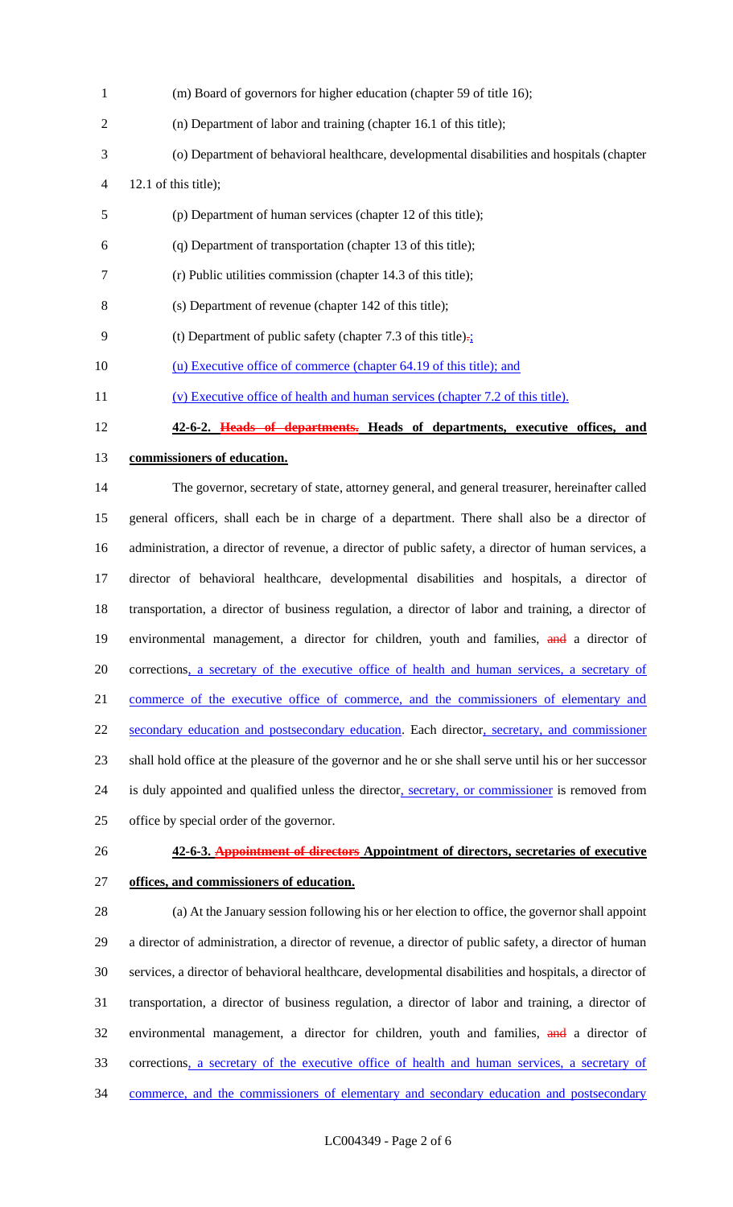(m) Board of governors for higher education (chapter 59 of title 16);

(n) Department of labor and training (chapter 16.1 of this title);

(o) Department of behavioral healthcare, developmental disabilities and hospitals (chapter 12.1 of this title);

(p) Department of human services (chapter 12 of this title);

(q) Department of transportation (chapter 13 of this title);

(r) Public utilities commission (chapter 14.3 of this title);

(s) Department of revenue (chapter 142 of this title);

(t) Department of public safety (chapter 7.3 of this title).;

(u) Executive office of commerce (chapter 64.19 of this title); and

(v) Executive office of health and human services (chapter 7.2 of this title).

**42-6-2. ~~Heads of departments.~~ Heads of departments, executive offices, and commissioners of education.**

The governor, secretary of state, attorney general, and general treasurer, hereinafter called general officers, shall each be in charge of a department. There shall also be a director of administration, a director of revenue, a director of public safety, a director of human services, a director of behavioral healthcare, developmental disabilities and hospitals, a director of transportation, a director of business regulation, a director of labor and training, a director of environmental management, a director for children, youth and families, ~~and~~ a director of corrections, a secretary of the executive office of health and human services, a secretary of commerce of the executive office of commerce, and the commissioners of elementary and secondary education and postsecondary education. Each director, secretary, and commissioner shall hold office at the pleasure of the governor and he or she shall serve until his or her successor is duly appointed and qualified unless the director, secretary, or commissioner is removed from office by special order of the governor.

**42-6-3. ~~Appointment of directors~~ Appointment of directors, secretaries of executive offices, and commissioners of education.**

(a) At the January session following his or her election to office, the governor shall appoint a director of administration, a director of revenue, a director of public safety, a director of human services, a director of behavioral healthcare, developmental disabilities and hospitals, a director of transportation, a director of business regulation, a director of labor and training, a director of environmental management, a director for children, youth and families, ~~and~~ a director of corrections, a secretary of the executive office of health and human services, a secretary of commerce, and the commissioners of elementary and secondary education and postsecondary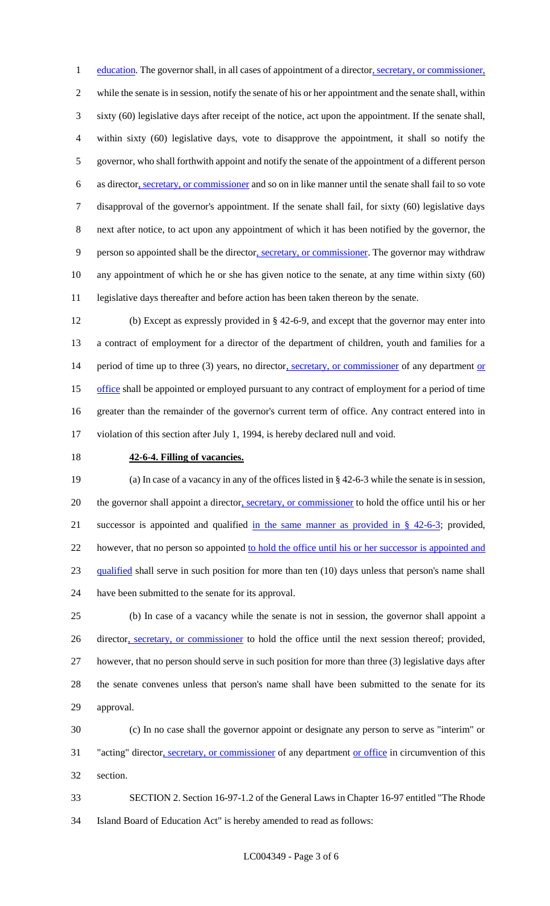education. The governor shall, in all cases of appointment of a director, secretary, or commissioner, while the senate is in session, notify the senate of his or her appointment and the senate shall, within sixty (60) legislative days after receipt of the notice, act upon the appointment. If the senate shall, within sixty (60) legislative days, vote to disapprove the appointment, it shall so notify the governor, who shall forthwith appoint and notify the senate of the appointment of a different person as director, secretary, or commissioner and so on in like manner until the senate shall fail to so vote disapproval of the governor's appointment. If the senate shall fail, for sixty (60) legislative days next after notice, to act upon any appointment of which it has been notified by the governor, the person so appointed shall be the director, secretary, or commissioner. The governor may withdraw any appointment of which he or she has given notice to the senate, at any time within sixty (60) legislative days thereafter and before action has been taken thereon by the senate.

(b) Except as expressly provided in § 42-6-9, and except that the governor may enter into a contract of employment for a director of the department of children, youth and families for a period of time up to three (3) years, no director, secretary, or commissioner of any department or office shall be appointed or employed pursuant to any contract of employment for a period of time greater than the remainder of the governor's current term of office. Any contract entered into in violation of this section after July 1, 1994, is hereby declared null and void.

**42-6-4. Filling of vacancies.**

(a) In case of a vacancy in any of the offices listed in § 42-6-3 while the senate is in session, the governor shall appoint a director, secretary, or commissioner to hold the office until his or her successor is appointed and qualified in the same manner as provided in § 42-6-3; provided, however, that no person so appointed to hold the office until his or her successor is appointed and qualified shall serve in such position for more than ten (10) days unless that person's name shall have been submitted to the senate for its approval.

(b) In case of a vacancy while the senate is not in session, the governor shall appoint a director, secretary, or commissioner to hold the office until the next session thereof; provided, however, that no person should serve in such position for more than three (3) legislative days after the senate convenes unless that person's name shall have been submitted to the senate for its approval.

(c) In no case shall the governor appoint or designate any person to serve as "interim" or "acting" director, secretary, or commissioner of any department or office in circumvention of this section.

SECTION 2. Section 16-97-1.2 of the General Laws in Chapter 16-97 entitled "The Rhode Island Board of Education Act" is hereby amended to read as follows: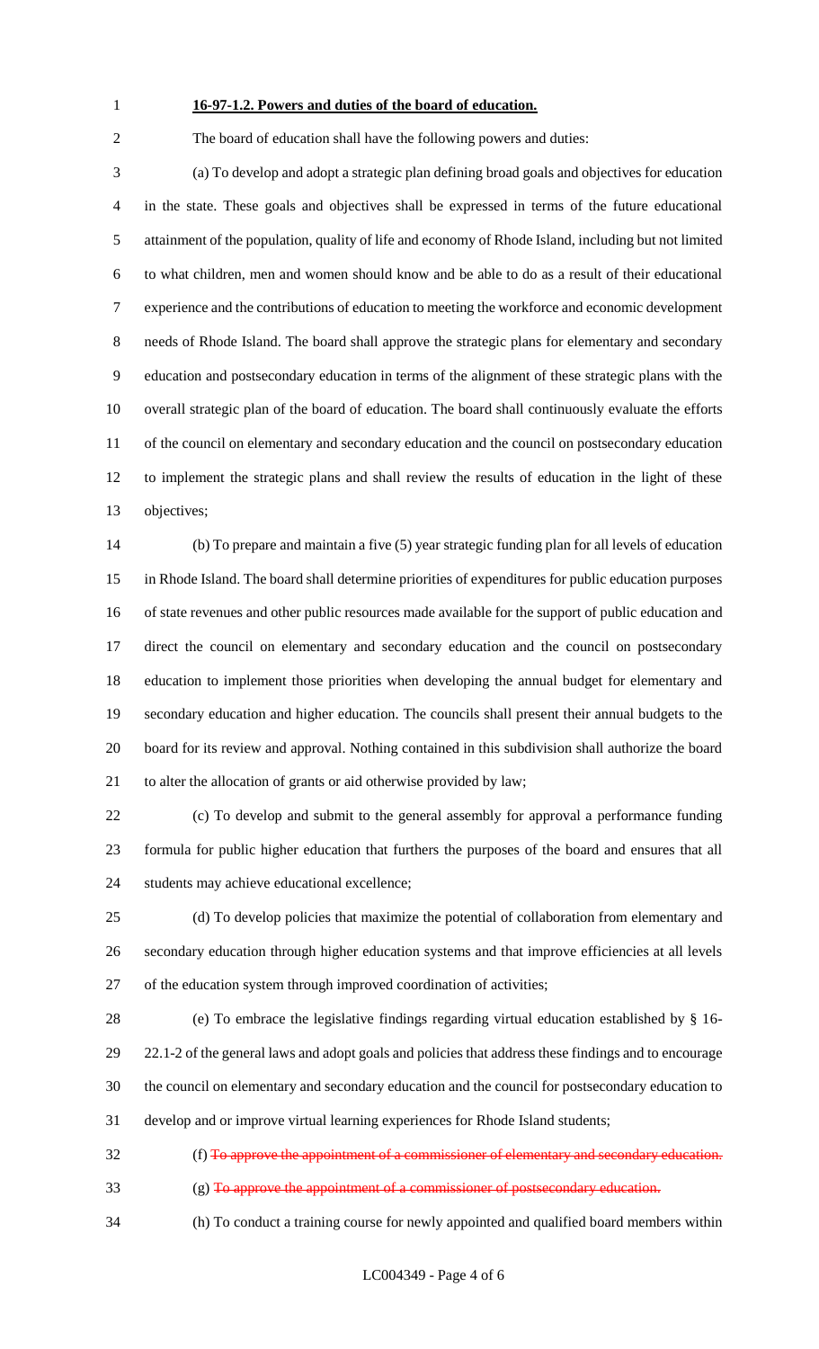**16-97-1.2. Powers and duties of the board of education.**

The board of education shall have the following powers and duties:

(a) To develop and adopt a strategic plan defining broad goals and objectives for education in the state. These goals and objectives shall be expressed in terms of the future educational attainment of the population, quality of life and economy of Rhode Island, including but not limited to what children, men and women should know and be able to do as a result of their educational experience and the contributions of education to meeting the workforce and economic development needs of Rhode Island. The board shall approve the strategic plans for elementary and secondary education and postsecondary education in terms of the alignment of these strategic plans with the overall strategic plan of the board of education. The board shall continuously evaluate the efforts of the council on elementary and secondary education and the council on postsecondary education to implement the strategic plans and shall review the results of education in the light of these objectives;

(b) To prepare and maintain a five (5) year strategic funding plan for all levels of education in Rhode Island. The board shall determine priorities of expenditures for public education purposes of state revenues and other public resources made available for the support of public education and direct the council on elementary and secondary education and the council on postsecondary education to implement those priorities when developing the annual budget for elementary and secondary education and higher education. The councils shall present their annual budgets to the board for its review and approval. Nothing contained in this subdivision shall authorize the board to alter the allocation of grants or aid otherwise provided by law;

(c) To develop and submit to the general assembly for approval a performance funding formula for public higher education that furthers the purposes of the board and ensures that all students may achieve educational excellence;

(d) To develop policies that maximize the potential of collaboration from elementary and secondary education through higher education systems and that improve efficiencies at all levels of the education system through improved coordination of activities;

(e) To embrace the legislative findings regarding virtual education established by § 16-22.1-2 of the general laws and adopt goals and policies that address these findings and to encourage the council on elementary and secondary education and the council for postsecondary education to develop and or improve virtual learning experiences for Rhode Island students;

(f) ~~To approve the appointment of a commissioner of elementary and secondary education.~~

(g) ~~To approve the appointment of a commissioner of postsecondary education.~~

(h) To conduct a training course for newly appointed and qualified board members within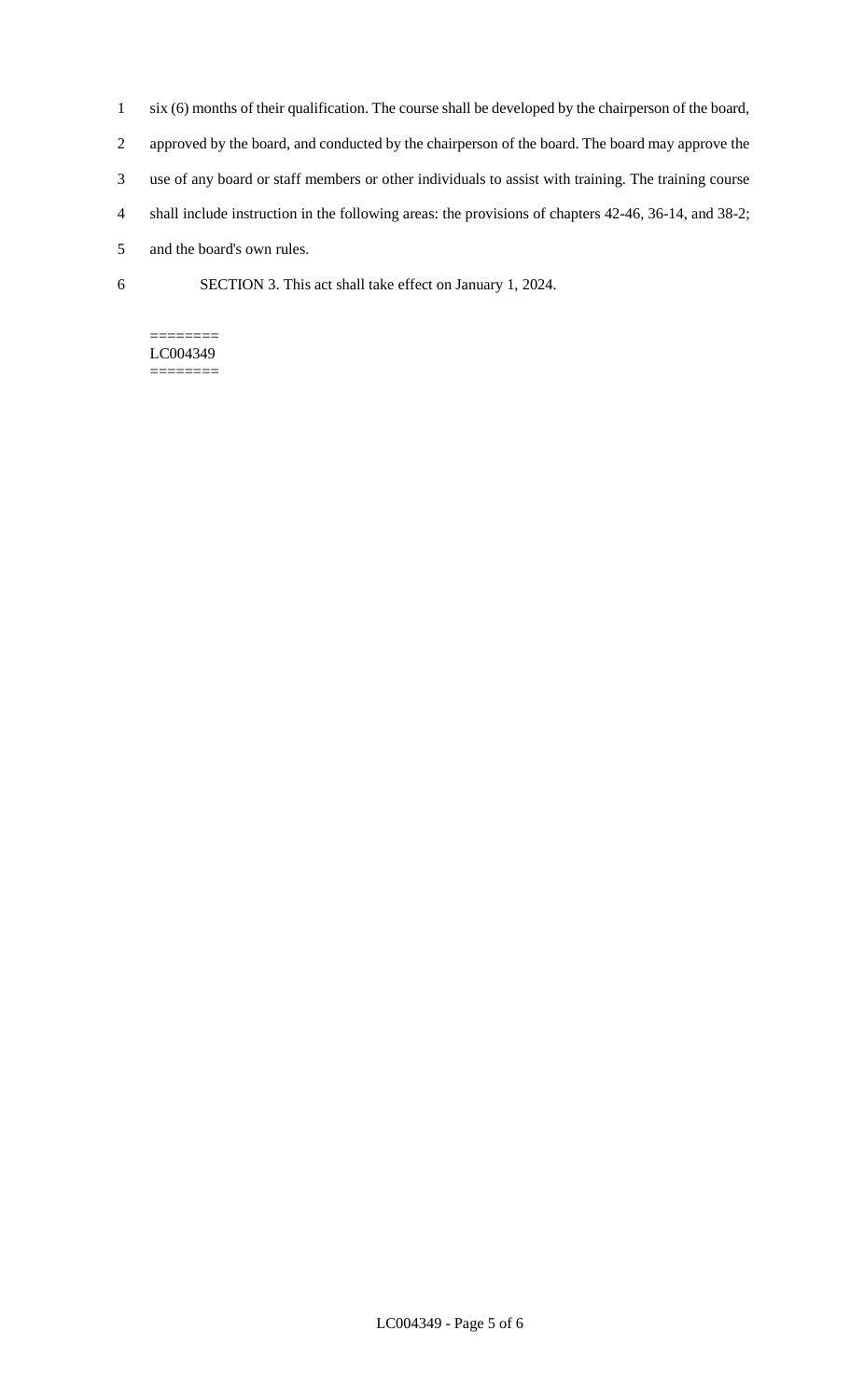six (6) months of their qualification. The course shall be developed by the chairperson of the board, approved by the board, and conducted by the chairperson of the board. The board may approve the use of any board or staff members or other individuals to assist with training. The training course shall include instruction in the following areas: the provisions of chapters 42-46, 36-14, and 38-2; and the board's own rules.

SECTION 3. This act shall take effect on January 1, 2024.

========
LC004349
========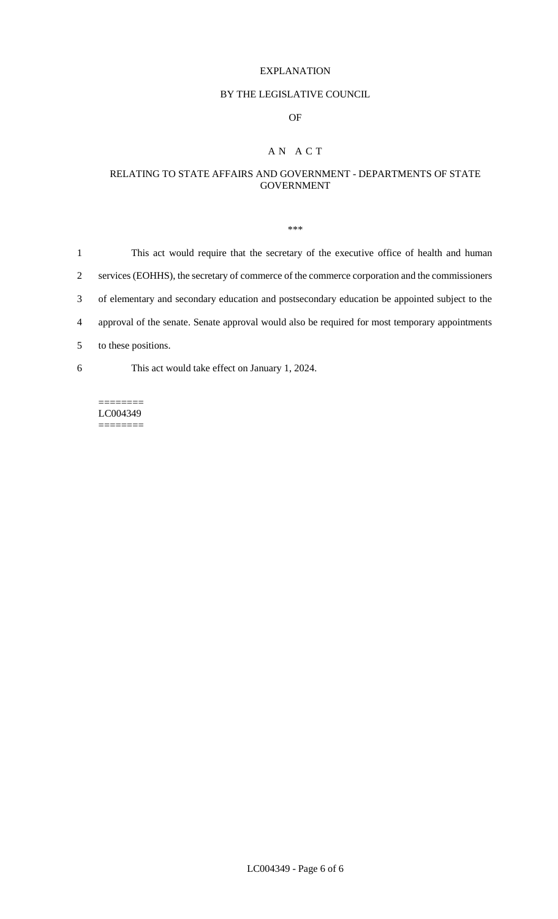EXPLANATION

BY THE LEGISLATIVE COUNCIL

OF

# A N A C T

## RELATING TO STATE AFFAIRS AND GOVERNMENT - DEPARTMENTS OF STATE GOVERNMENT

\*\*\*

This act would require that the secretary of the executive office of health and human services (EOHHS), the secretary of commerce of the commerce corporation and the commissioners of elementary and secondary education and postsecondary education be appointed subject to the approval of the senate. Senate approval would also be required for most temporary appointments to these positions.

This act would take effect on January 1, 2024.

========
LC004349
========